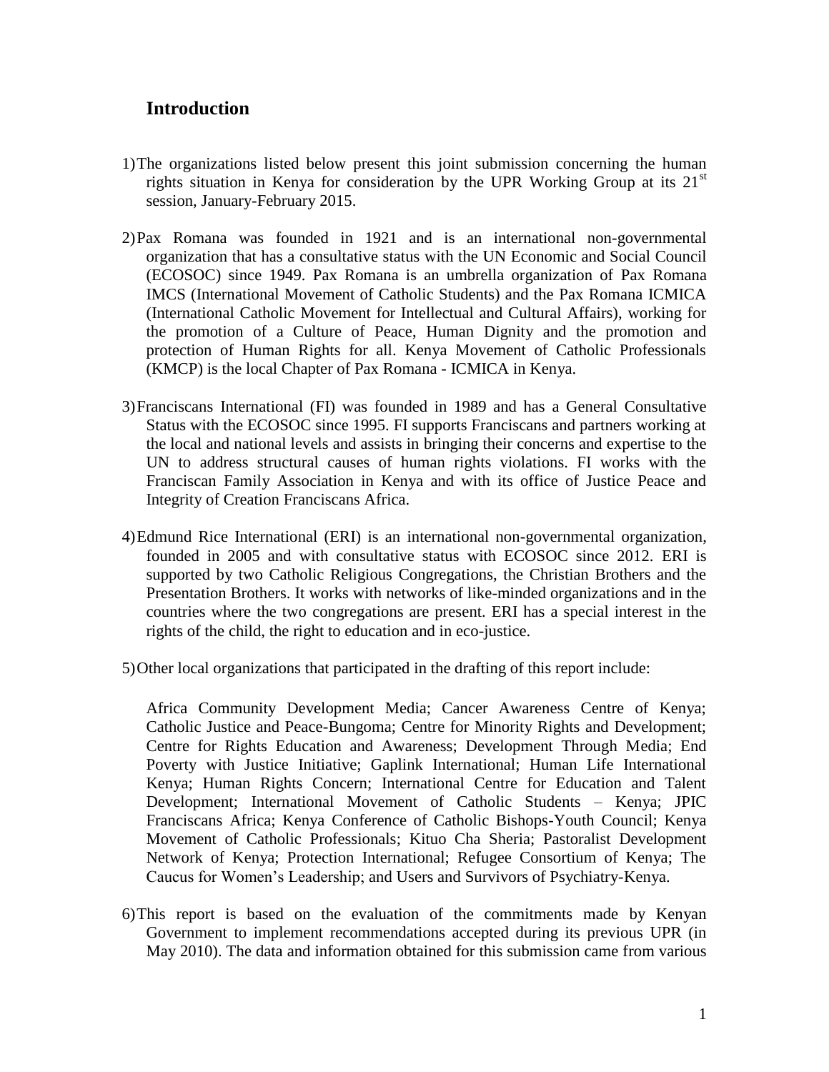## Introduction

1) The organizations listed below present this joint submission concerning the human rights situation in Kenya for consideration by the UPR Working Group at its 21st session, January-February 2015.

2) Pax Romana was founded in 1921 and is an international non-governmental organization that has a consultative status with the UN Economic and Social Council (ECOSOC) since 1949. Pax Romana is an umbrella organization of Pax Romana IMCS (International Movement of Catholic Students) and the Pax Romana ICMICA (International Catholic Movement for Intellectual and Cultural Affairs), working for the promotion of a Culture of Peace, Human Dignity and the promotion and protection of Human Rights for all. Kenya Movement of Catholic Professionals (KMCP) is the local Chapter of Pax Romana - ICMICA in Kenya.

3) Franciscans International (FI) was founded in 1989 and has a General Consultative Status with the ECOSOC since 1995. FI supports Franciscans and partners working at the local and national levels and assists in bringing their concerns and expertise to the UN to address structural causes of human rights violations. FI works with the Franciscan Family Association in Kenya and with its office of Justice Peace and Integrity of Creation Franciscans Africa.

4) Edmund Rice International (ERI) is an international non-governmental organization, founded in 2005 and with consultative status with ECOSOC since 2012. ERI is supported by two Catholic Religious Congregations, the Christian Brothers and the Presentation Brothers. It works with networks of like-minded organizations and in the countries where the two congregations are present. ERI has a special interest in the rights of the child, the right to education and in eco-justice.

5) Other local organizations that participated in the drafting of this report include:

   Africa Community Development Media; Cancer Awareness Centre of Kenya; Catholic Justice and Peace-Bungoma; Centre for Minority Rights and Development; Centre for Rights Education and Awareness; Development Through Media; End Poverty with Justice Initiative; Gaplink International; Human Life International Kenya; Human Rights Concern; International Centre for Education and Talent Development; International Movement of Catholic Students – Kenya; JPIC Franciscans Africa; Kenya Conference of Catholic Bishops-Youth Council; Kenya Movement of Catholic Professionals; Kituo Cha Sheria; Pastoralist Development Network of Kenya; Protection International; Refugee Consortium of Kenya; The Caucus for Women's Leadership; and Users and Survivors of Psychiatry-Kenya.

6) This report is based on the evaluation of the commitments made by Kenyan Government to implement recommendations accepted during its previous UPR (in May 2010). The data and information obtained for this submission came from various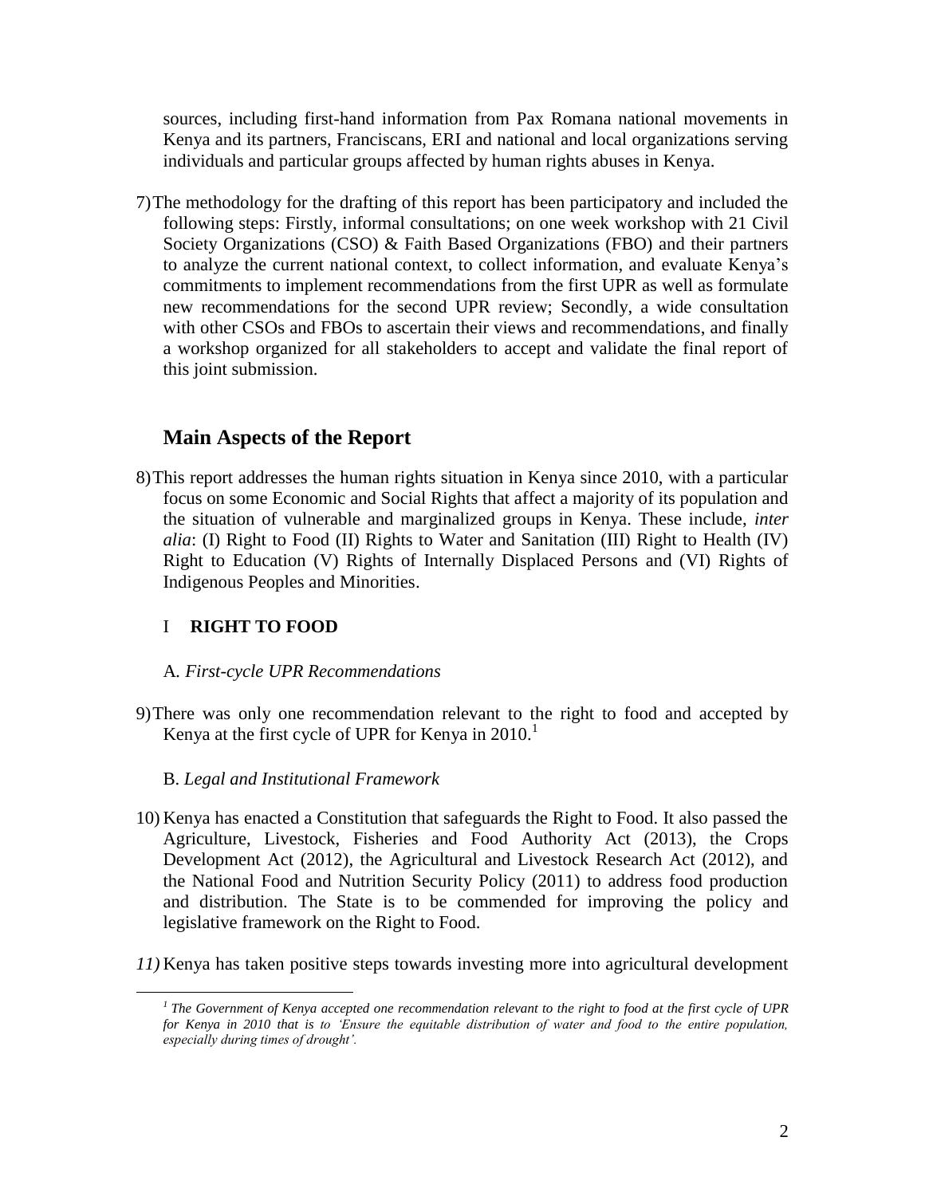sources, including first-hand information from Pax Romana national movements in Kenya and its partners, Franciscans, ERI and national and local organizations serving individuals and particular groups affected by human rights abuses in Kenya.

7) The methodology for the drafting of this report has been participatory and included the following steps: Firstly, informal consultations; on one week workshop with 21 Civil Society Organizations (CSO) & Faith Based Organizations (FBO) and their partners to analyze the current national context, to collect information, and evaluate Kenya's commitments to implement recommendations from the first UPR as well as formulate new recommendations for the second UPR review; Secondly, a wide consultation with other CSOs and FBOs to ascertain their views and recommendations, and finally a workshop organized for all stakeholders to accept and validate the final report of this joint submission.

## Main Aspects of the Report

8) This report addresses the human rights situation in Kenya since 2010, with a particular focus on some Economic and Social Rights that affect a majority of its population and the situation of vulnerable and marginalized groups in Kenya. These include, *inter alia*: (I) Right to Food (II) Rights to Water and Sanitation (III) Right to Health (IV) Right to Education (V) Rights of Internally Displaced Persons and (VI) Rights of Indigenous Peoples and Minorities.

### I RIGHT TO FOOD

A. *First-cycle UPR Recommendations*

9) There was only one recommendation relevant to the right to food and accepted by Kenya at the first cycle of UPR for Kenya in 2010.[1]

B. *Legal and Institutional Framework*

10) Kenya has enacted a Constitution that safeguards the Right to Food. It also passed the Agriculture, Livestock, Fisheries and Food Authority Act (2013), the Crops Development Act (2012), the Agricultural and Livestock Research Act (2012), and the National Food and Nutrition Security Policy (2011) to address food production and distribution. The State is to be commended for improving the policy and legislative framework on the Right to Food.

*11)* Kenya has taken positive steps towards investing more into agricultural development

---

*[1] The Government of Kenya accepted one recommendation relevant to the right to food at the first cycle of UPR for Kenya in 2010 that is to 'Ensure the equitable distribution of water and food to the entire population, especially during times of drought'.*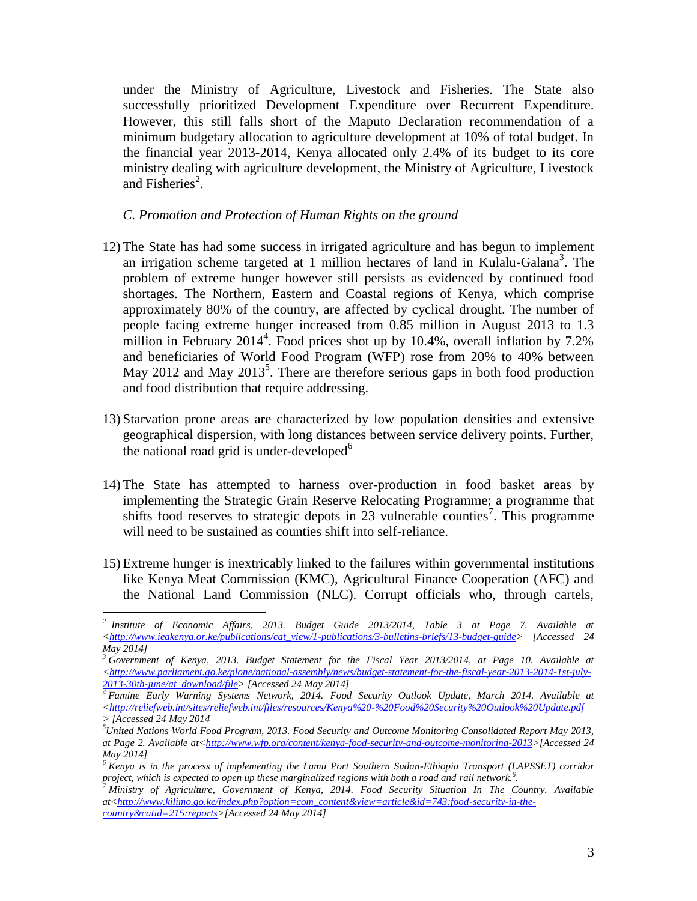under the Ministry of Agriculture, Livestock and Fisheries. The State also successfully prioritized Development Expenditure over Recurrent Expenditure. However, this still falls short of the Maputo Declaration recommendation of a minimum budgetary allocation to agriculture development at 10% of total budget. In the financial year 2013-2014, Kenya allocated only 2.4% of its budget to its core ministry dealing with agriculture development, the Ministry of Agriculture, Livestock and Fisheries[2].

*C. Promotion and Protection of Human Rights on the ground*

12) The State has had some success in irrigated agriculture and has begun to implement an irrigation scheme targeted at 1 million hectares of land in Kulalu-Galana[3]. The problem of extreme hunger however still persists as evidenced by continued food shortages. The Northern, Eastern and Coastal regions of Kenya, which comprise approximately 80% of the country, are affected by cyclical drought. The number of people facing extreme hunger increased from 0.85 million in August 2013 to 1.3 million in February 2014[4]. Food prices shot up by 10.4%, overall inflation by 7.2% and beneficiaries of World Food Program (WFP) rose from 20% to 40% between May 2012 and May 2013[5]. There are therefore serious gaps in both food production and food distribution that require addressing.

13) Starvation prone areas are characterized by low population densities and extensive geographical dispersion, with long distances between service delivery points. Further, the national road grid is under-developed[6]

14) The State has attempted to harness over-production in food basket areas by implementing the Strategic Grain Reserve Relocating Programme; a programme that shifts food reserves to strategic depots in 23 vulnerable counties[7]. This programme will need to be sustained as counties shift into self-reliance.

15) Extreme hunger is inextricably linked to the failures within governmental institutions like Kenya Meat Commission (KMC), Agricultural Finance Cooperation (AFC) and the National Land Commission (NLC). Corrupt officials who, through cartels,

---

[2] *Institute of Economic Affairs, 2013. Budget Guide 2013/2014, Table 3 at Page 7. Available at <http://www.ieakenya.or.ke/publications/cat_view/1-publications/3-bulletins-briefs/13-budget-guide> [Accessed 24 May 2014]*

[3] *Government of Kenya, 2013. Budget Statement for the Fiscal Year 2013/2014, at Page 10. Available at <http://www.parliament.go.ke/plone/national-assembly/news/budget-statement-for-the-fiscal-year-2013-2014-1st-july-2013-30th-june/at_download/file> [Accessed 24 May 2014]*

[4] *Famine Early Warning Systems Network, 2014. Food Security Outlook Update, March 2014. Available at <http://reliefweb.int/sites/reliefweb.int/files/resources/Kenya%20-%20Food%20Security%20Outlook%20Update.pdf > [Accessed 24 May 2014*

[5] *United Nations World Food Program, 2013. Food Security and Outcome Monitoring Consolidated Report May 2013, at Page 2. Available at<http://www.wfp.org/content/kenya-food-security-and-outcome-monitoring-2013>[Accessed 24 May 2014]*

[6] *Kenya is in the process of implementing the Lamu Port Southern Sudan-Ethiopia Transport (LAPSSET) corridor project, which is expected to open up these marginalized regions with both a road and rail network.[6].*

[7] *Ministry of Agriculture, Government of Kenya, 2014. Food Security Situation In The Country. Available at<http://www.kilimo.go.ke/index.php?option=com_content&view=article&id=743:food-security-in-the-country&catid=215:reports>[Accessed 24 May 2014]*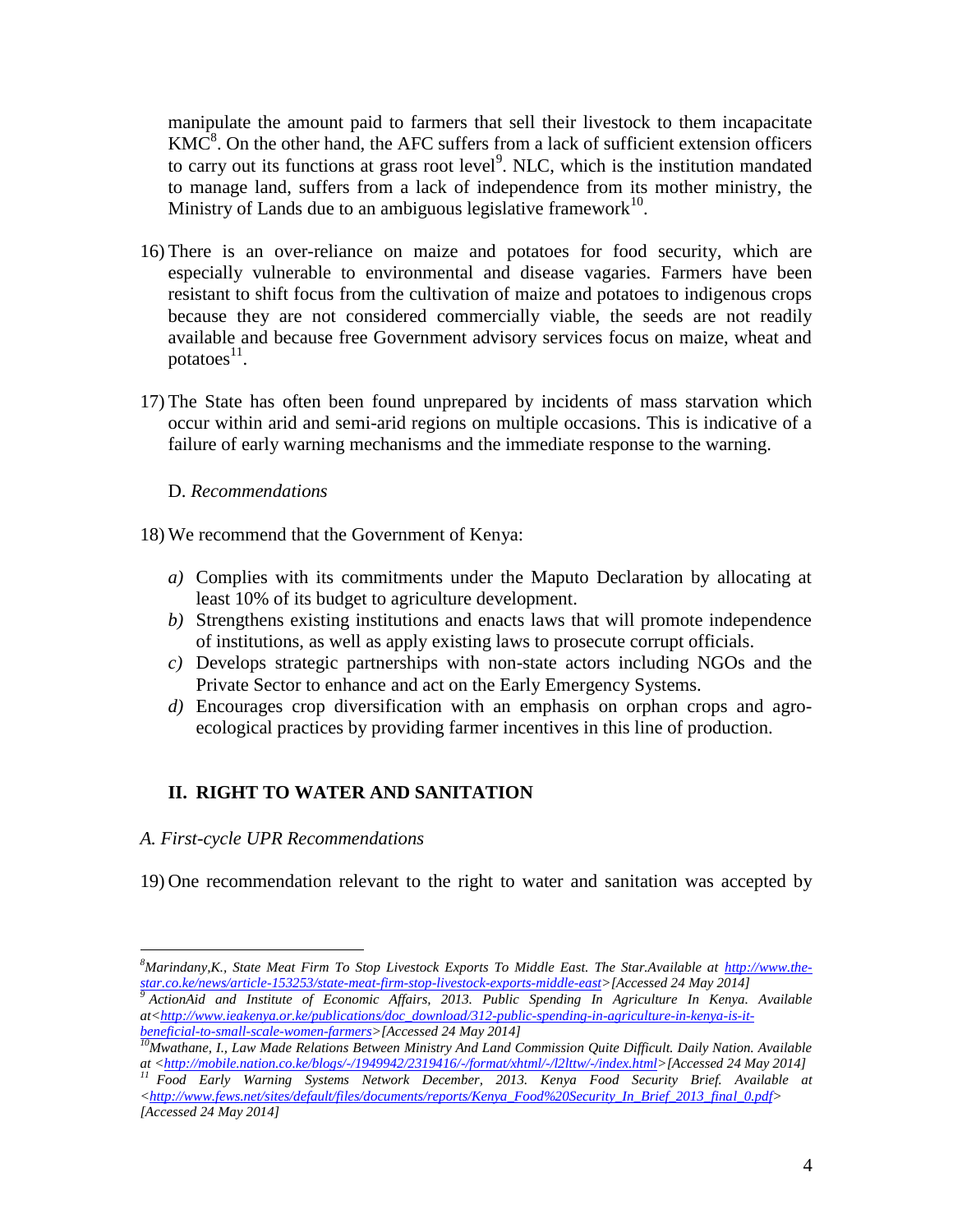manipulate the amount paid to farmers that sell their livestock to them incapacitate KMC[8]. On the other hand, the AFC suffers from a lack of sufficient extension officers to carry out its functions at grass root level[9]. NLC, which is the institution mandated to manage land, suffers from a lack of independence from its mother ministry, the Ministry of Lands due to an ambiguous legislative framework[10].

16) There is an over-reliance on maize and potatoes for food security, which are especially vulnerable to environmental and disease vagaries. Farmers have been resistant to shift focus from the cultivation of maize and potatoes to indigenous crops because they are not considered commercially viable, the seeds are not readily available and because free Government advisory services focus on maize, wheat and potatoes[11].

17) The State has often been found unprepared by incidents of mass starvation which occur within arid and semi-arid regions on multiple occasions. This is indicative of a failure of early warning mechanisms and the immediate response to the warning.

### D. *Recommendations*

18) We recommend that the Government of Kenya:

   *a)* Complies with its commitments under the Maputo Declaration by allocating at least 10% of its budget to agriculture development.
   
   *b)* Strengthens existing institutions and enacts laws that will promote independence of institutions, as well as apply existing laws to prosecute corrupt officials.
   
   *c)* Develops strategic partnerships with non-state actors including NGOs and the Private Sector to enhance and act on the Early Emergency Systems.
   
   *d)* Encourages crop diversification with an emphasis on orphan crops and agro-ecological practices by providing farmer incentives in this line of production.

## II. RIGHT TO WATER AND SANITATION

### *A. First-cycle UPR Recommendations*

19) One recommendation relevant to the right to water and sanitation was accepted by

---

[8] *Marindany,K., State Meat Firm To Stop Livestock Exports To Middle East. The Star.Available at <http://www.the-star.co.ke/news/article-153253/state-meat-firm-stop-livestock-exports-middle-east>[Accessed 24 May 2014]*

[9] *ActionAid and Institute of Economic Affairs, 2013. Public Spending In Agriculture In Kenya. Available at<http://www.ieakenya.or.ke/publications/doc_download/312-public-spending-in-agriculture-in-kenya-is-it-beneficial-to-small-scale-women-farmers>[Accessed 24 May 2014]*

[10] *Mwathane, I., Law Made Relations Between Ministry And Land Commission Quite Difficult. Daily Nation. Available at <http://mobile.nation.co.ke/blogs/-/1949942/2319416/-/format/xhtml/-/l2lttw/-/index.html>[Accessed 24 May 2014]*

[11] *Food Early Warning Systems Network December, 2013. Kenya Food Security Brief. Available at <http://www.fews.net/sites/default/files/documents/reports/Kenya_Food%20Security_In_Brief_2013_final_0.pdf> [Accessed 24 May 2014]*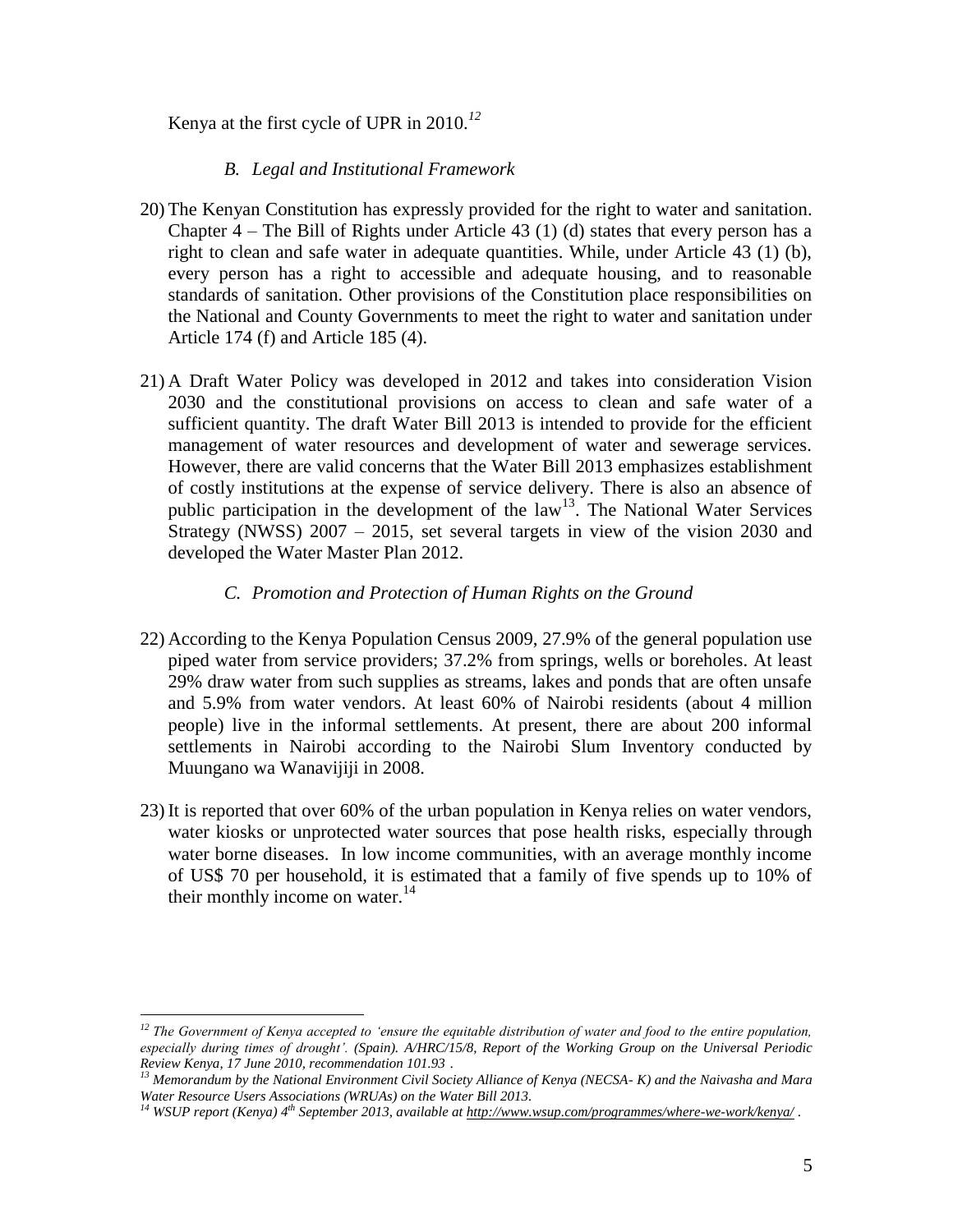Kenya at the first cycle of UPR in 2010.[12]

### *B. Legal and Institutional Framework*

20) The Kenyan Constitution has expressly provided for the right to water and sanitation. Chapter 4 – The Bill of Rights under Article 43 (1) (d) states that every person has a right to clean and safe water in adequate quantities. While, under Article 43 (1) (b), every person has a right to accessible and adequate housing, and to reasonable standards of sanitation. Other provisions of the Constitution place responsibilities on the National and County Governments to meet the right to water and sanitation under Article 174 (f) and Article 185 (4).

21) A Draft Water Policy was developed in 2012 and takes into consideration Vision 2030 and the constitutional provisions on access to clean and safe water of a sufficient quantity. The draft Water Bill 2013 is intended to provide for the efficient management of water resources and development of water and sewerage services. However, there are valid concerns that the Water Bill 2013 emphasizes establishment of costly institutions at the expense of service delivery. There is also an absence of public participation in the development of the law[13]. The National Water Services Strategy (NWSS) 2007 – 2015, set several targets in view of the vision 2030 and developed the Water Master Plan 2012.

### *C. Promotion and Protection of Human Rights on the Ground*

22) According to the Kenya Population Census 2009, 27.9% of the general population use piped water from service providers; 37.2% from springs, wells or boreholes. At least 29% draw water from such supplies as streams, lakes and ponds that are often unsafe and 5.9% from water vendors. At least 60% of Nairobi residents (about 4 million people) live in the informal settlements. At present, there are about 200 informal settlements in Nairobi according to the Nairobi Slum Inventory conducted by Muungano wa Wanavijiji in 2008.

23) It is reported that over 60% of the urban population in Kenya relies on water vendors, water kiosks or unprotected water sources that pose health risks, especially through water borne diseases. In low income communities, with an average monthly income of US$ 70 per household, it is estimated that a family of five spends up to 10% of their monthly income on water.[14]

---

*[12] The Government of Kenya accepted to 'ensure the equitable distribution of water and food to the entire population, especially during times of drought'. (Spain). A/HRC/15/8, Report of the Working Group on the Universal Periodic Review Kenya, 17 June 2010, recommendation 101.93 .*

*[13] Memorandum by the National Environment Civil Society Alliance of Kenya (NECSA- K) and the Naivasha and Mara Water Resource Users Associations (WRUAs) on the Water Bill 2013.*

*[14] WSUP report (Kenya) 4th September 2013, available at http://www.wsup.com/programmes/where-we-work/kenya/ .*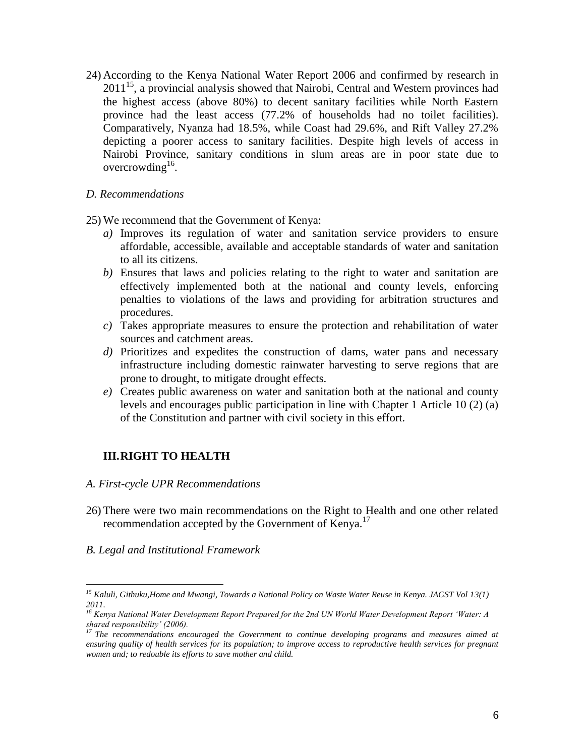24) According to the Kenya National Water Report 2006 and confirmed by research in 2011[15], a provincial analysis showed that Nairobi, Central and Western provinces had the highest access (above 80%) to decent sanitary facilities while North Eastern province had the least access (77.2% of households had no toilet facilities). Comparatively, Nyanza had 18.5%, while Coast had 29.6%, and Rift Valley 27.2% depicting a poorer access to sanitary facilities. Despite high levels of access in Nairobi Province, sanitary conditions in slum areas are in poor state due to overcrowding[16].

*D. Recommendations*

25) We recommend that the Government of Kenya:
   *a)* Improves its regulation of water and sanitation service providers to ensure affordable, accessible, available and acceptable standards of water and sanitation to all its citizens.
   *b)* Ensures that laws and policies relating to the right to water and sanitation are effectively implemented both at the national and county levels, enforcing penalties to violations of the laws and providing for arbitration structures and procedures.
   *c)* Takes appropriate measures to ensure the protection and rehabilitation of water sources and catchment areas.
   *d)* Prioritizes and expedites the construction of dams, water pans and necessary infrastructure including domestic rainwater harvesting to serve regions that are prone to drought, to mitigate drought effects.
   *e)* Creates public awareness on water and sanitation both at the national and county levels and encourages public participation in line with Chapter 1 Article 10 (2) (a) of the Constitution and partner with civil society in this effort.

## III. RIGHT TO HEALTH

*A. First-cycle UPR Recommendations*

26) There were two main recommendations on the Right to Health and one other related recommendation accepted by the Government of Kenya.[17]

*B. Legal and Institutional Framework*

---

[15] *Kaluli, Githuku, Home and Mwangi, Towards a National Policy on Waste Water Reuse in Kenya. JAGST Vol 13(1) 2011.*

[16] *Kenya National Water Development Report Prepared for the 2nd UN World Water Development Report 'Water: A shared responsibility' (2006).*

[17] *The recommendations encouraged the Government to continue developing programs and measures aimed at ensuring quality of health services for its population; to improve access to reproductive health services for pregnant women and; to redouble its efforts to save mother and child.*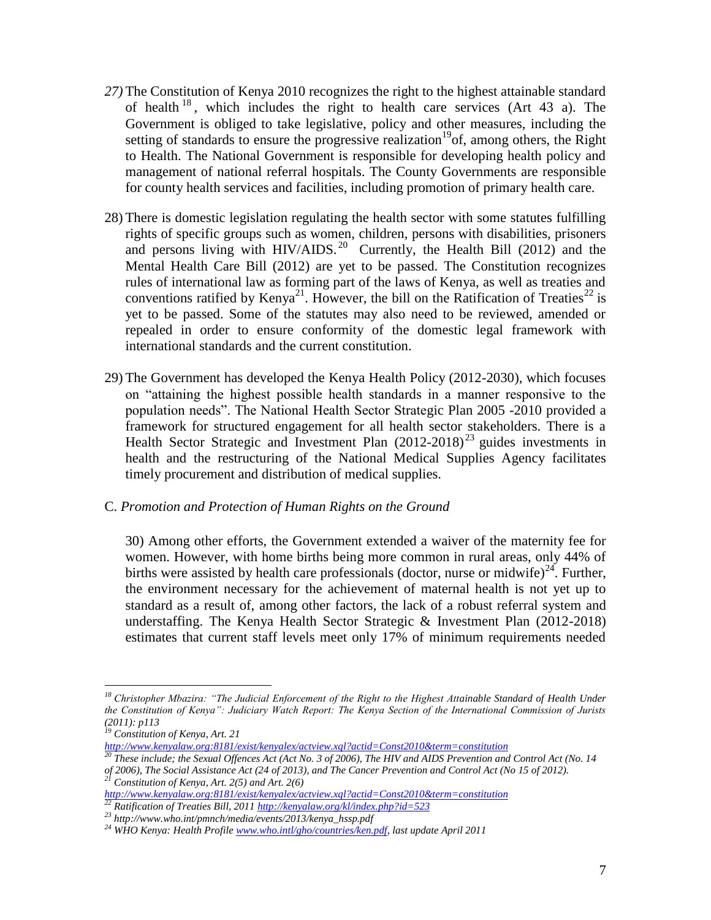27) The Constitution of Kenya 2010 recognizes the right to the highest attainable standard of health [18], which includes the right to health care services (Art 43 a). The Government is obliged to take legislative, policy and other measures, including the setting of standards to ensure the progressive realization[19]of, among others, the Right to Health. The National Government is responsible for developing health policy and management of national referral hospitals. The County Governments are responsible for county health services and facilities, including promotion of primary health care.

28) There is domestic legislation regulating the health sector with some statutes fulfilling rights of specific groups such as women, children, persons with disabilities, prisoners and persons living with HIV/AIDS.[20] Currently, the Health Bill (2012) and the Mental Health Care Bill (2012) are yet to be passed. The Constitution recognizes rules of international law as forming part of the laws of Kenya, as well as treaties and conventions ratified by Kenya[21]. However, the bill on the Ratification of Treaties[22] is yet to be passed. Some of the statutes may also need to be reviewed, amended or repealed in order to ensure conformity of the domestic legal framework with international standards and the current constitution.

29) The Government has developed the Kenya Health Policy (2012-2030), which focuses on "attaining the highest possible health standards in a manner responsive to the population needs". The National Health Sector Strategic Plan 2005 -2010 provided a framework for structured engagement for all health sector stakeholders. There is a Health Sector Strategic and Investment Plan (2012-2018)[23] guides investments in health and the restructuring of the National Medical Supplies Agency facilitates timely procurement and distribution of medical supplies.

C. *Promotion and Protection of Human Rights on the Ground*

30) Among other efforts, the Government extended a waiver of the maternity fee for women. However, with home births being more common in rural areas, only 44% of births were assisted by health care professionals (doctor, nurse or midwife)[24]. Further, the environment necessary for the achievement of maternal health is not yet up to standard as a result of, among other factors, the lack of a robust referral system and understaffing. The Kenya Health Sector Strategic & Investment Plan (2012-2018) estimates that current staff levels meet only 17% of minimum requirements needed

---

[18] *Christopher Mbazira: "The Judicial Enforcement of the Right to the Highest Attainable Standard of Health Under the Constitution of Kenya": Judiciary Watch Report: The Kenya Section of the International Commission of Jurists (2011): p113*

[19] *Constitution of Kenya, Art. 21*
*http://www.kenyalaw.org:8181/exist/kenyalex/actview.xql?actid=Const2010&term=constitution*

[20] *These include; the Sexual Offences Act (Act No. 3 of 2006), The HIV and AIDS Prevention and Control Act (No. 14 of 2006), The Social Assistance Act (24 of 2013), and The Cancer Prevention and Control Act (No 15 of 2012).*

[21] *Constitution of Kenya, Art. 2(5) and Art. 2(6)*
*http://www.kenyalaw.org:8181/exist/kenyalex/actview.xql?actid=Const2010&term=constitution*

[22] *Ratification of Treaties Bill, 2011 http://kenyalaw.org/kl/index.php?id=523*

[23] *http://www.who.int/pmnch/media/events/2013/kenya_hssp.pdf*

[24] *WHO Kenya: Health Profile www.who.intl/gho/countries/ken.pdf, last update April 2011*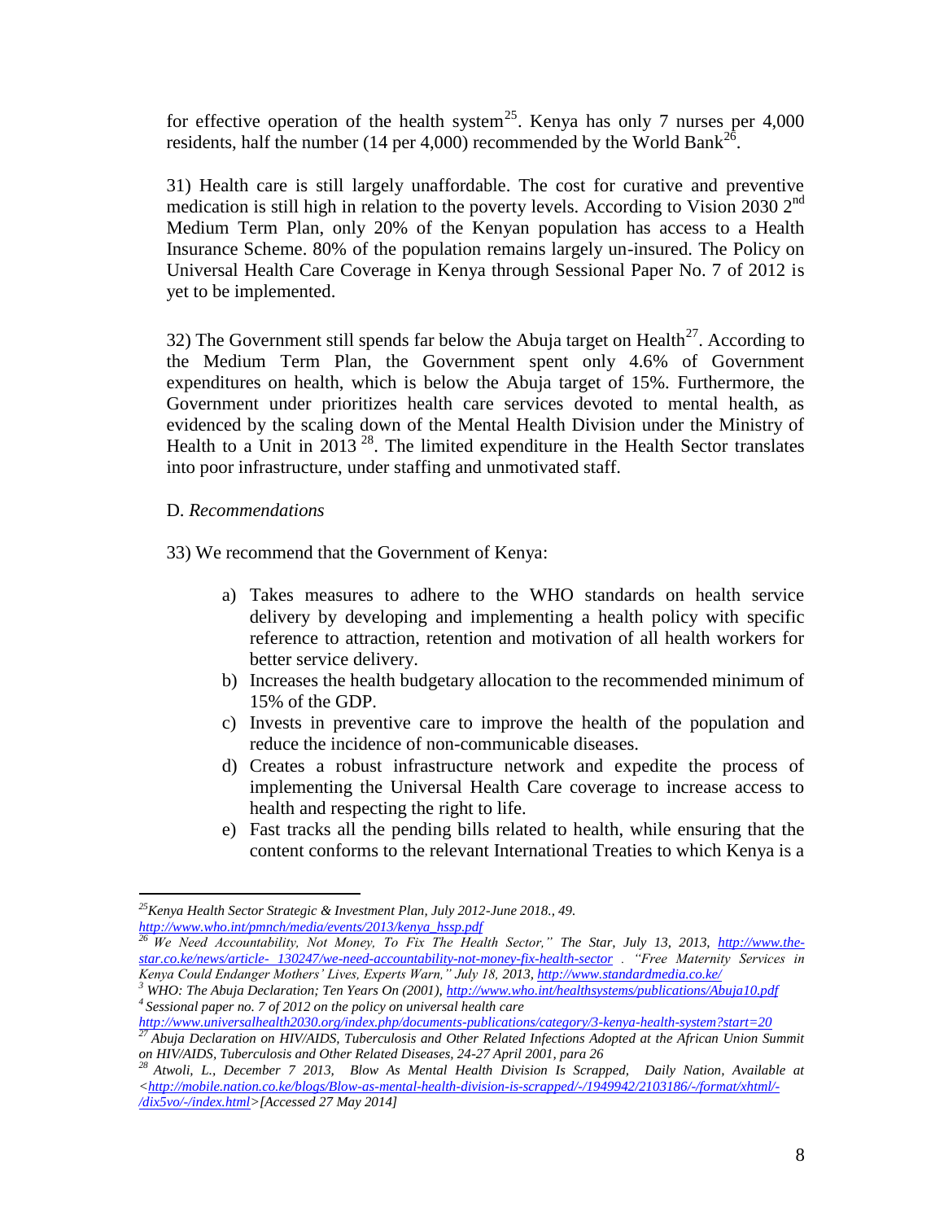for effective operation of the health system[25]. Kenya has only 7 nurses per 4,000 residents, half the number (14 per 4,000) recommended by the World Bank[26].

31) Health care is still largely unaffordable. The cost for curative and preventive medication is still high in relation to the poverty levels. According to Vision 2030 2[nd] Medium Term Plan, only 20% of the Kenyan population has access to a Health Insurance Scheme. 80% of the population remains largely un-insured. The Policy on Universal Health Care Coverage in Kenya through Sessional Paper No. 7 of 2012 is yet to be implemented.

32) The Government still spends far below the Abuja target on Health[27]. According to the Medium Term Plan, the Government spent only 4.6% of Government expenditures on health, which is below the Abuja target of 15%. Furthermore, the Government under prioritizes health care services devoted to mental health, as evidenced by the scaling down of the Mental Health Division under the Ministry of Health to a Unit in 2013 [28]. The limited expenditure in the Health Sector translates into poor infrastructure, under staffing and unmotivated staff.

D. *Recommendations*

33) We recommend that the Government of Kenya:

a) Takes measures to adhere to the WHO standards on health service delivery by developing and implementing a health policy with specific reference to attraction, retention and motivation of all health workers for better service delivery.
b) Increases the health budgetary allocation to the recommended minimum of 15% of the GDP.
c) Invests in preventive care to improve the health of the population and reduce the incidence of non-communicable diseases.
d) Creates a robust infrastructure network and expedite the process of implementing the Universal Health Care coverage to increase access to health and respecting the right to life.
e) Fast tracks all the pending bills related to health, while ensuring that the content conforms to the relevant International Treaties to which Kenya is a

---

[25] *Kenya Health Sector Strategic & Investment Plan, July 2012-June 2018., 49. http://www.who.int/pmnch/media/events/2013/kenya_hssp.pdf*

[26] *We Need Accountability, Not Money, To Fix The Health Sector," The Star, July 13, 2013, http://www.the-star.co.ke/news/article- 130247/we-need-accountability-not-money-fix-health-sector . "Free Maternity Services in Kenya Could Endanger Mothers' Lives, Experts Warn," July 18, 2013, http://www.standardmedia.co.ke/*

[3] *WHO: The Abuja Declaration; Ten Years On (2001), http://www.who.int/healthsystems/publications/Abuja10.pdf*

[4] *Sessional paper no. 7 of 2012 on the policy on universal health care http://www.universalhealth2030.org/index.php/documents-publications/category/3-kenya-health-system?start=20*

[27] *Abuja Declaration on HIV/AIDS, Tuberculosis and Other Related Infections Adopted at the African Union Summit on HIV/AIDS, Tuberculosis and Other Related Diseases, 24-27 April 2001, para 26*

[28] *Atwoli, L., December 7 2013, Blow As Mental Health Division Is Scrapped, Daily Nation, Available at <http://mobile.nation.co.ke/blogs/Blow-as-mental-health-division-is-scrapped/-/1949942/2103186/-/format/xhtml/-/dix5vo/-/index.html>[Accessed 27 May 2014]*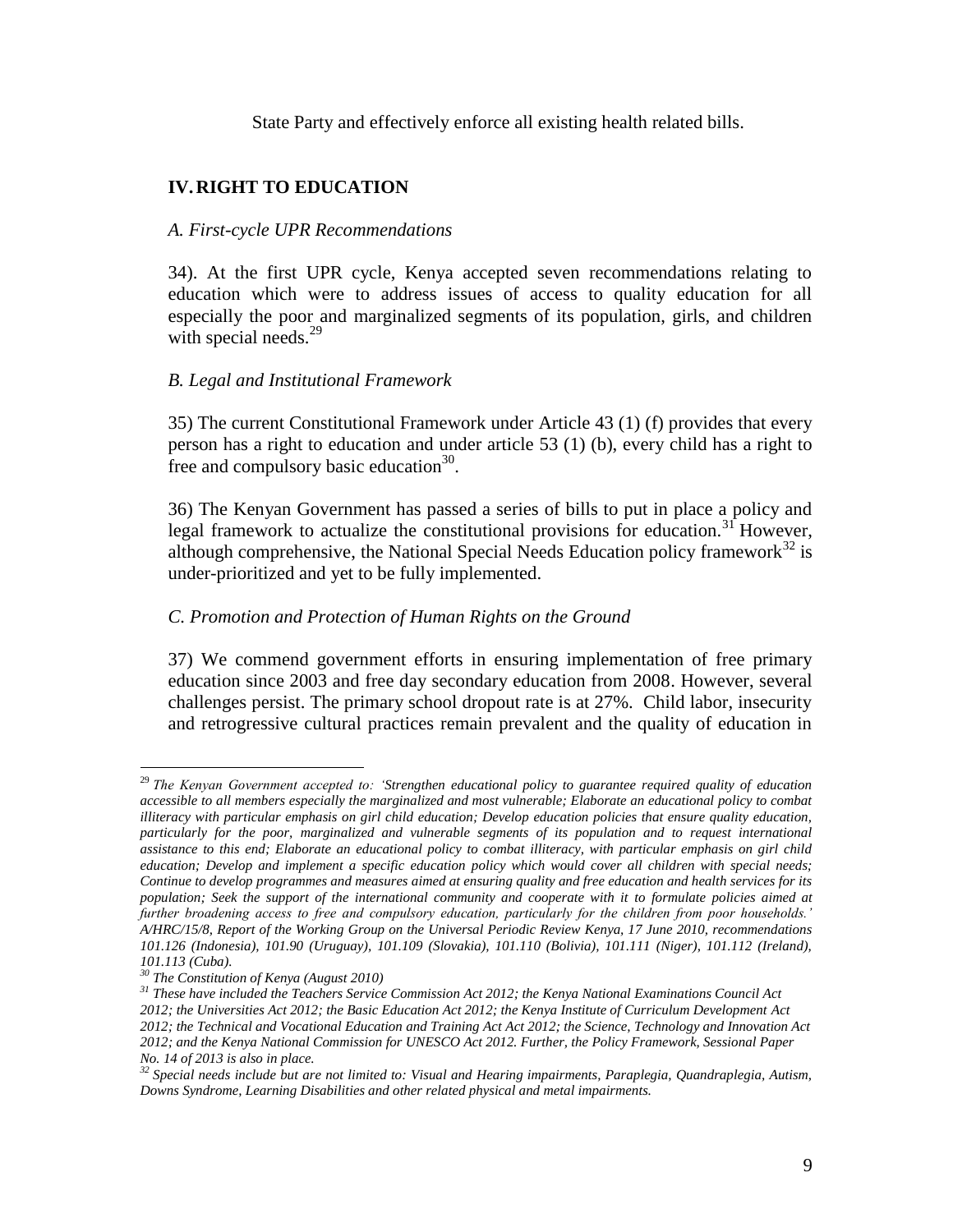State Party and effectively enforce all existing health related bills.

## IV. RIGHT TO EDUCATION

### *A. First-cycle UPR Recommendations*

34). At the first UPR cycle, Kenya accepted seven recommendations relating to education which were to address issues of access to quality education for all especially the poor and marginalized segments of its population, girls, and children with special needs.[29]

### *B. Legal and Institutional Framework*

35) The current Constitutional Framework under Article 43 (1) (f) provides that every person has a right to education and under article 53 (1) (b), every child has a right to free and compulsory basic education[30].

36) The Kenyan Government has passed a series of bills to put in place a policy and legal framework to actualize the constitutional provisions for education.[31] However, although comprehensive, the National Special Needs Education policy framework[32] is under-prioritized and yet to be fully implemented.

### *C. Promotion and Protection of Human Rights on the Ground*

37) We commend government efforts in ensuring implementation of free primary education since 2003 and free day secondary education from 2008. However, several challenges persist. The primary school dropout rate is at 27%. Child labor, insecurity and retrogressive cultural practices remain prevalent and the quality of education in

---

[29] *The Kenyan Government accepted to: 'Strengthen educational policy to guarantee required quality of education accessible to all members especially the marginalized and most vulnerable; Elaborate an educational policy to combat illiteracy with particular emphasis on girl child education; Develop education policies that ensure quality education, particularly for the poor, marginalized and vulnerable segments of its population and to request international assistance to this end; Elaborate an educational policy to combat illiteracy, with particular emphasis on girl child education; Develop and implement a specific education policy which would cover all children with special needs; Continue to develop programmes and measures aimed at ensuring quality and free education and health services for its population; Seek the support of the international community and cooperate with it to formulate policies aimed at further broadening access to free and compulsory education, particularly for the children from poor households.' A/HRC/15/8, Report of the Working Group on the Universal Periodic Review Kenya, 17 June 2010, recommendations 101.126 (Indonesia), 101.90 (Uruguay), 101.109 (Slovakia), 101.110 (Bolivia), 101.111 (Niger), 101.112 (Ireland), 101.113 (Cuba).*

[30] *The Constitution of Kenya (August 2010)*

[31] *These have included the Teachers Service Commission Act 2012; the Kenya National Examinations Council Act 2012; the Universities Act 2012; the Basic Education Act 2012; the Kenya Institute of Curriculum Development Act 2012; the Technical and Vocational Education and Training Act Act 2012; the Science, Technology and Innovation Act 2012; and the Kenya National Commission for UNESCO Act 2012. Further, the Policy Framework, Sessional Paper No. 14 of 2013 is also in place.*

[32] *Special needs include but are not limited to: Visual and Hearing impairments, Paraplegia, Quandraplegia, Autism, Downs Syndrome, Learning Disabilities and other related physical and metal impairments.*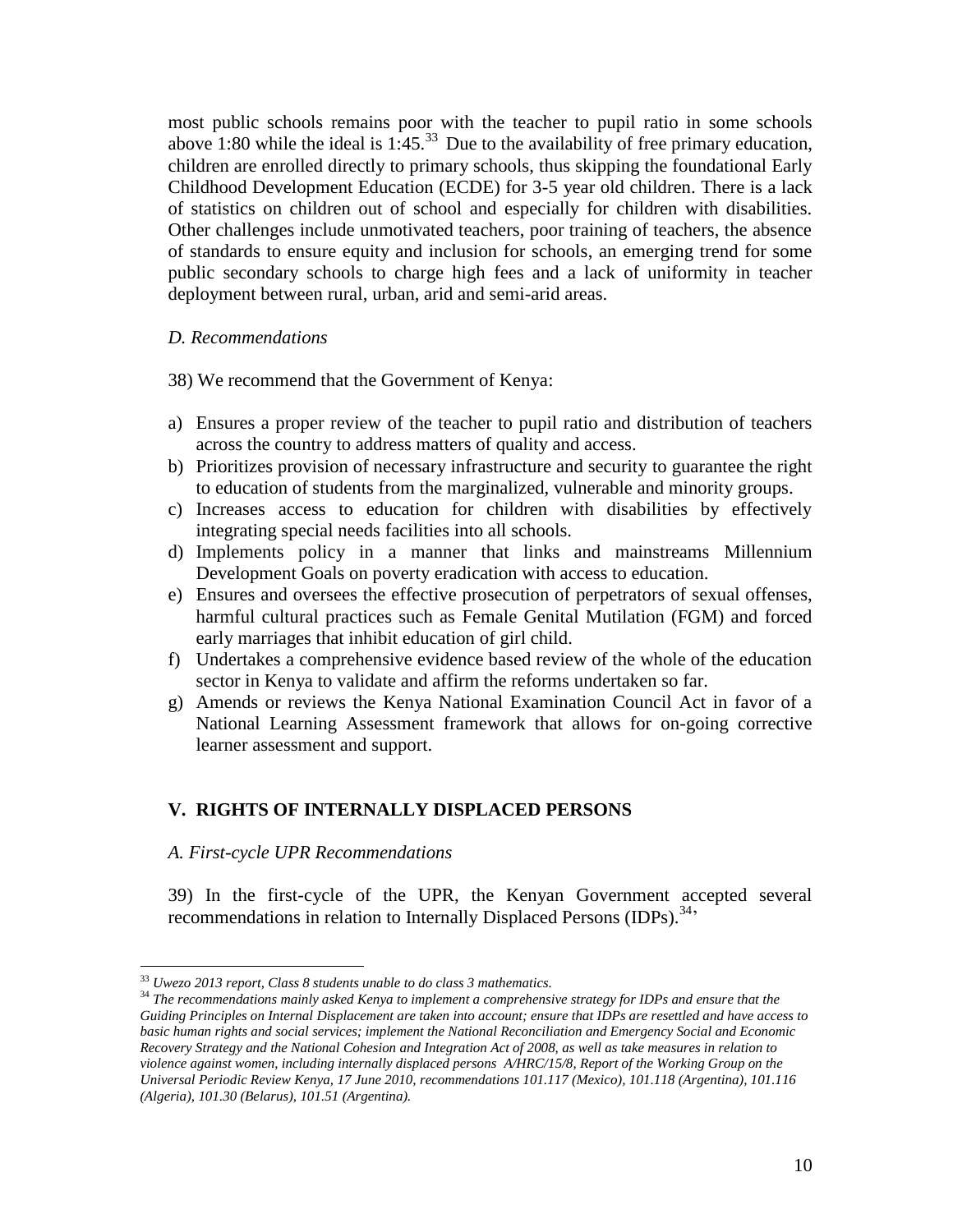most public schools remains poor with the teacher to pupil ratio in some schools above 1:80 while the ideal is 1:45.[33] Due to the availability of free primary education, children are enrolled directly to primary schools, thus skipping the foundational Early Childhood Development Education (ECDE) for 3-5 year old children. There is a lack of statistics on children out of school and especially for children with disabilities. Other challenges include unmotivated teachers, poor training of teachers, the absence of standards to ensure equity and inclusion for schools, an emerging trend for some public secondary schools to charge high fees and a lack of uniformity in teacher deployment between rural, urban, arid and semi-arid areas.

*D. Recommendations*

38) We recommend that the Government of Kenya:

a) Ensures a proper review of the teacher to pupil ratio and distribution of teachers across the country to address matters of quality and access.
b) Prioritizes provision of necessary infrastructure and security to guarantee the right to education of students from the marginalized, vulnerable and minority groups.
c) Increases access to education for children with disabilities by effectively integrating special needs facilities into all schools.
d) Implements policy in a manner that links and mainstreams Millennium Development Goals on poverty eradication with access to education.
e) Ensures and oversees the effective prosecution of perpetrators of sexual offenses, harmful cultural practices such as Female Genital Mutilation (FGM) and forced early marriages that inhibit education of girl child.
f) Undertakes a comprehensive evidence based review of the whole of the education sector in Kenya to validate and affirm the reforms undertaken so far.
g) Amends or reviews the Kenya National Examination Council Act in favor of a National Learning Assessment framework that allows for on-going corrective learner assessment and support.

## V. RIGHTS OF INTERNALLY DISPLACED PERSONS

*A. First-cycle UPR Recommendations*

39) In the first-cycle of the UPR, the Kenyan Government accepted several recommendations in relation to Internally Displaced Persons (IDPs).[34],

---

[33] *Uwezo 2013 report, Class 8 students unable to do class 3 mathematics.*

[34] *The recommendations mainly asked Kenya to implement a comprehensive strategy for IDPs and ensure that the Guiding Principles on Internal Displacement are taken into account; ensure that IDPs are resettled and have access to basic human rights and social services; implement the National Reconciliation and Emergency Social and Economic Recovery Strategy and the National Cohesion and Integration Act of 2008, as well as take measures in relation to violence against women, including internally displaced persons A/HRC/15/8, Report of the Working Group on the Universal Periodic Review Kenya, 17 June 2010, recommendations 101.117 (Mexico), 101.118 (Argentina), 101.116 (Algeria), 101.30 (Belarus), 101.51 (Argentina).*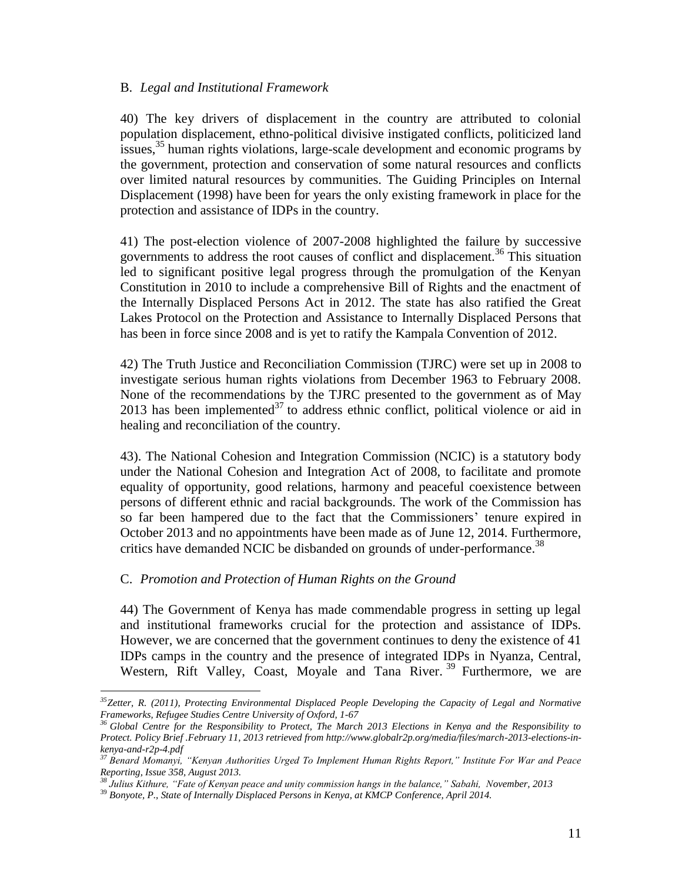### B. *Legal and Institutional Framework*

40) The key drivers of displacement in the country are attributed to colonial population displacement, ethno-political divisive instigated conflicts, politicized land issues,[35] human rights violations, large-scale development and economic programs by the government, protection and conservation of some natural resources and conflicts over limited natural resources by communities. The Guiding Principles on Internal Displacement (1998) have been for years the only existing framework in place for the protection and assistance of IDPs in the country.

41) The post-election violence of 2007-2008 highlighted the failure by successive governments to address the root causes of conflict and displacement.[36] This situation led to significant positive legal progress through the promulgation of the Kenyan Constitution in 2010 to include a comprehensive Bill of Rights and the enactment of the Internally Displaced Persons Act in 2012. The state has also ratified the Great Lakes Protocol on the Protection and Assistance to Internally Displaced Persons that has been in force since 2008 and is yet to ratify the Kampala Convention of 2012.

42) The Truth Justice and Reconciliation Commission (TJRC) were set up in 2008 to investigate serious human rights violations from December 1963 to February 2008. None of the recommendations by the TJRC presented to the government as of May 2013 has been implemented[37] to address ethnic conflict, political violence or aid in healing and reconciliation of the country.

43). The National Cohesion and Integration Commission (NCIC) is a statutory body under the National Cohesion and Integration Act of 2008, to facilitate and promote equality of opportunity, good relations, harmony and peaceful coexistence between persons of different ethnic and racial backgrounds. The work of the Commission has so far been hampered due to the fact that the Commissioners' tenure expired in October 2013 and no appointments have been made as of June 12, 2014. Furthermore, critics have demanded NCIC be disbanded on grounds of under-performance.[38]

### C. *Promotion and Protection of Human Rights on the Ground*

44) The Government of Kenya has made commendable progress in setting up legal and institutional frameworks crucial for the protection and assistance of IDPs. However, we are concerned that the government continues to deny the existence of 41 IDPs camps in the country and the presence of integrated IDPs in Nyanza, Central, Western, Rift Valley, Coast, Moyale and Tana River.[39] Furthermore, we are

---

[35] *Zetter, R. (2011), Protecting Environmental Displaced People Developing the Capacity of Legal and Normative Frameworks, Refugee Studies Centre University of Oxford, 1-67*

[36] *Global Centre for the Responsibility to Protect, The March 2013 Elections in Kenya and the Responsibility to Protect. Policy Brief .February 11, 2013 retrieved from http://www.globalr2p.org/media/files/march-2013-elections-in-kenya-and-r2p-4.pdf*

[37] *Benard Momanyi, "Kenyan Authorities Urged To Implement Human Rights Report," Institute For War and Peace Reporting, Issue 358, August 2013.*

[38] *Julius Kithure, "Fate of Kenyan peace and unity commission hangs in the balance," Sabahi, November, 2013*

[39] *Bonyote, P., State of Internally Displaced Persons in Kenya, at KMCP Conference, April 2014.*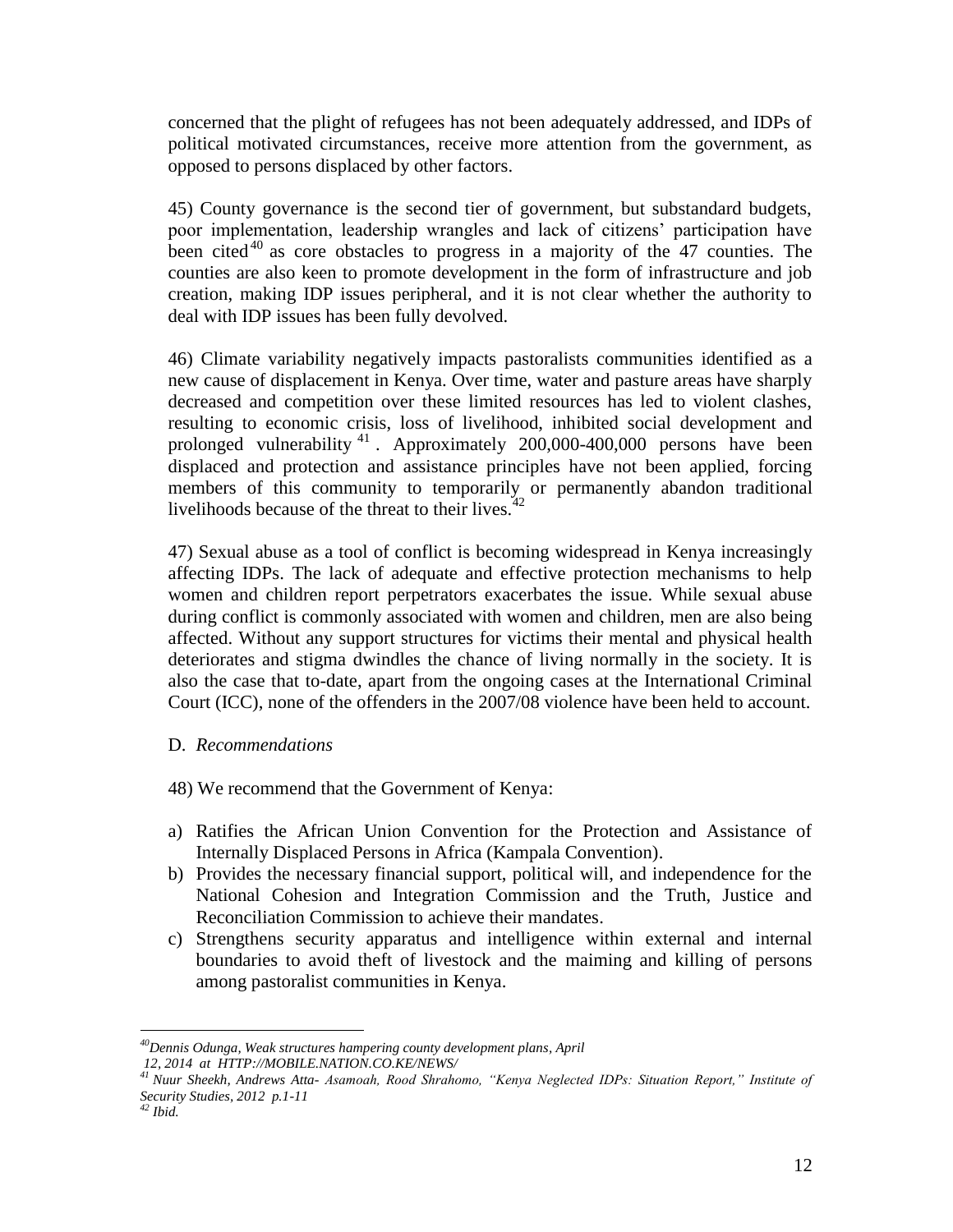concerned that the plight of refugees has not been adequately addressed, and IDPs of political motivated circumstances, receive more attention from the government, as opposed to persons displaced by other factors.

45) County governance is the second tier of government, but substandard budgets, poor implementation, leadership wrangles and lack of citizens' participation have been cited[40] as core obstacles to progress in a majority of the 47 counties. The counties are also keen to promote development in the form of infrastructure and job creation, making IDP issues peripheral, and it is not clear whether the authority to deal with IDP issues has been fully devolved.

46) Climate variability negatively impacts pastoralists communities identified as a new cause of displacement in Kenya. Over time, water and pasture areas have sharply decreased and competition over these limited resources has led to violent clashes, resulting to economic crisis, loss of livelihood, inhibited social development and prolonged vulnerability[41]. Approximately 200,000-400,000 persons have been displaced and protection and assistance principles have not been applied, forcing members of this community to temporarily or permanently abandon traditional livelihoods because of the threat to their lives.[42]

47) Sexual abuse as a tool of conflict is becoming widespread in Kenya increasingly affecting IDPs. The lack of adequate and effective protection mechanisms to help women and children report perpetrators exacerbates the issue. While sexual abuse during conflict is commonly associated with women and children, men are also being affected. Without any support structures for victims their mental and physical health deteriorates and stigma dwindles the chance of living normally in the society. It is also the case that to-date, apart from the ongoing cases at the International Criminal Court (ICC), none of the offenders in the 2007/08 violence have been held to account.

D. *Recommendations*

48) We recommend that the Government of Kenya:

a) Ratifies the African Union Convention for the Protection and Assistance of Internally Displaced Persons in Africa (Kampala Convention).
b) Provides the necessary financial support, political will, and independence for the National Cohesion and Integration Commission and the Truth, Justice and Reconciliation Commission to achieve their mandates.
c) Strengthens security apparatus and intelligence within external and internal boundaries to avoid theft of livestock and the maiming and killing of persons among pastoralist communities in Kenya.

---

[40] *Dennis Odunga, Weak structures hampering county development plans, April 12, 2014 at HTTP://MOBILE.NATION.CO.KE/NEWS/*

[41] *Nuur Sheekh, Andrews Atta- Asamoah, Rood Shrahomo, "Kenya Neglected IDPs: Situation Report," Institute of Security Studies, 2012 p.1-11*

[42] *Ibid.*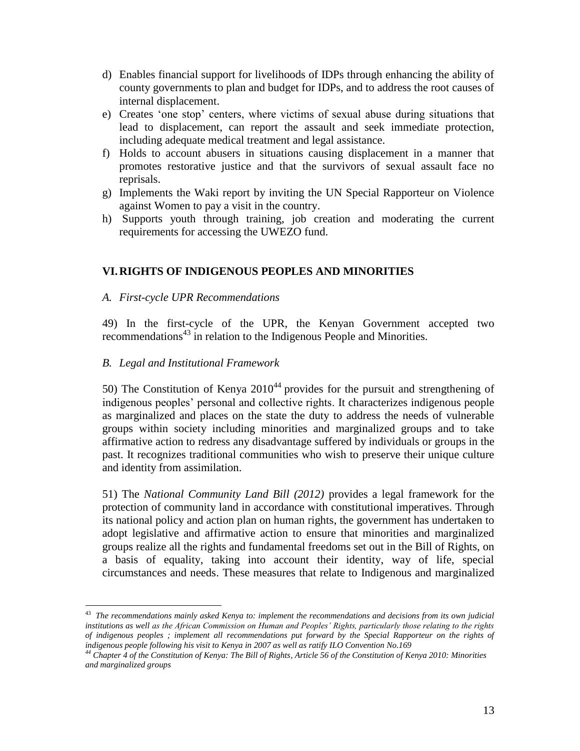d) Enables financial support for livelihoods of IDPs through enhancing the ability of county governments to plan and budget for IDPs, and to address the root causes of internal displacement.
e) Creates 'one stop' centers, where victims of sexual abuse during situations that lead to displacement, can report the assault and seek immediate protection, including adequate medical treatment and legal assistance.
f) Holds to account abusers in situations causing displacement in a manner that promotes restorative justice and that the survivors of sexual assault face no reprisals.
g) Implements the Waki report by inviting the UN Special Rapporteur on Violence against Women to pay a visit in the country.
h) Supports youth through training, job creation and moderating the current requirements for accessing the UWEZO fund.

## VI. RIGHTS OF INDIGENOUS PEOPLES AND MINORITIES

### *A. First-cycle UPR Recommendations*

49) In the first-cycle of the UPR, the Kenyan Government accepted two recommendations[43] in relation to the Indigenous People and Minorities.

### *B. Legal and Institutional Framework*

50) The Constitution of Kenya 2010[44] provides for the pursuit and strengthening of indigenous peoples' personal and collective rights. It characterizes indigenous people as marginalized and places on the state the duty to address the needs of vulnerable groups within society including minorities and marginalized groups and to take affirmative action to redress any disadvantage suffered by individuals or groups in the past. It recognizes traditional communities who wish to preserve their unique culture and identity from assimilation.

51) The *National Community Land Bill (2012)* provides a legal framework for the protection of community land in accordance with constitutional imperatives. Through its national policy and action plan on human rights, the government has undertaken to adopt legislative and affirmative action to ensure that minorities and marginalized groups realize all the rights and fundamental freedoms set out in the Bill of Rights, on a basis of equality, taking into account their identity, way of life, special circumstances and needs. These measures that relate to Indigenous and marginalized

---

[43] *The recommendations mainly asked Kenya to: implement the recommendations and decisions from its own judicial institutions as well as the African Commission on Human and Peoples' Rights, particularly those relating to the rights of indigenous peoples ; implement all recommendations put forward by the Special Rapporteur on the rights of indigenous people following his visit to Kenya in 2007 as well as ratify ILO Convention No.169*

[44] *Chapter 4 of the Constitution of Kenya: The Bill of Rights, Article 56 of the Constitution of Kenya 2010: Minorities and marginalized groups*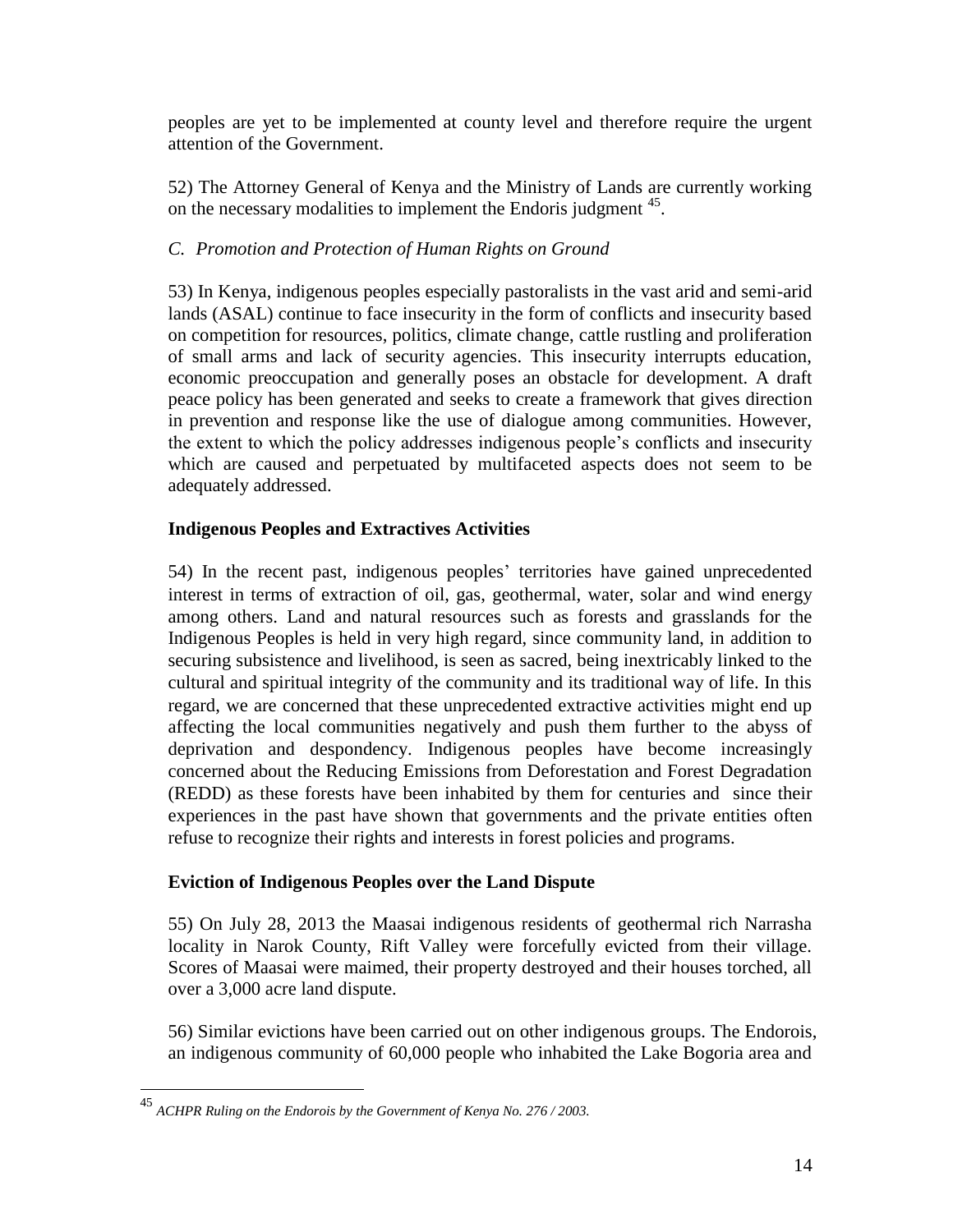peoples are yet to be implemented at county level and therefore require the urgent attention of the Government.

52) The Attorney General of Kenya and the Ministry of Lands are currently working on the necessary modalities to implement the Endoris judgment [45].

*C. Promotion and Protection of Human Rights on Ground*

53) In Kenya, indigenous peoples especially pastoralists in the vast arid and semi-arid lands (ASAL) continue to face insecurity in the form of conflicts and insecurity based on competition for resources, politics, climate change, cattle rustling and proliferation of small arms and lack of security agencies. This insecurity interrupts education, economic preoccupation and generally poses an obstacle for development. A draft peace policy has been generated and seeks to create a framework that gives direction in prevention and response like the use of dialogue among communities. However, the extent to which the policy addresses indigenous people's conflicts and insecurity which are caused and perpetuated by multifaceted aspects does not seem to be adequately addressed.

**Indigenous Peoples and Extractives Activities**

54) In the recent past, indigenous peoples' territories have gained unprecedented interest in terms of extraction of oil, gas, geothermal, water, solar and wind energy among others. Land and natural resources such as forests and grasslands for the Indigenous Peoples is held in very high regard, since community land, in addition to securing subsistence and livelihood, is seen as sacred, being inextricably linked to the cultural and spiritual integrity of the community and its traditional way of life. In this regard, we are concerned that these unprecedented extractive activities might end up affecting the local communities negatively and push them further to the abyss of deprivation and despondency. Indigenous peoples have become increasingly concerned about the Reducing Emissions from Deforestation and Forest Degradation (REDD) as these forests have been inhabited by them for centuries and since their experiences in the past have shown that governments and the private entities often refuse to recognize their rights and interests in forest policies and programs.

**Eviction of Indigenous Peoples over the Land Dispute**

55) On July 28, 2013 the Maasai indigenous residents of geothermal rich Narrasha locality in Narok County, Rift Valley were forcefully evicted from their village. Scores of Maasai were maimed, their property destroyed and their houses torched, all over a 3,000 acre land dispute.

56) Similar evictions have been carried out on other indigenous groups. The Endorois, an indigenous community of 60,000 people who inhabited the Lake Bogoria area and

---

[45] *ACHPR Ruling on the Endorois by the Government of Kenya No. 276 / 2003.*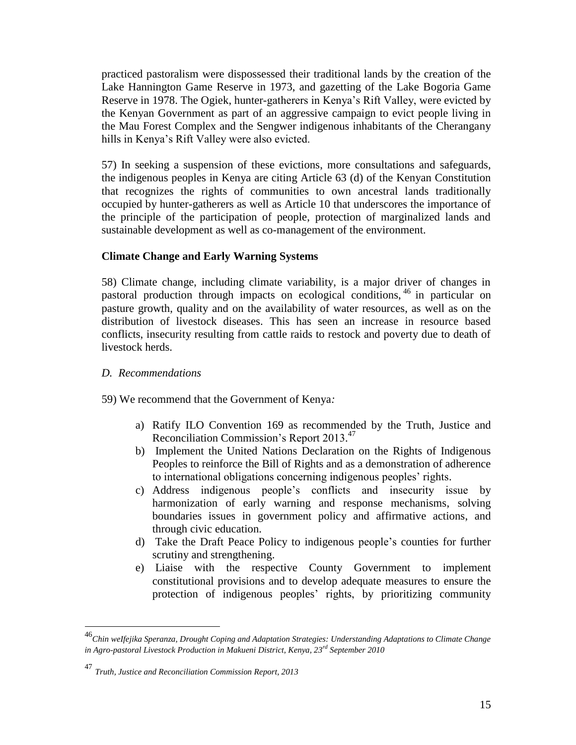practiced pastoralism were dispossessed their traditional lands by the creation of the Lake Hannington Game Reserve in 1973, and gazetting of the Lake Bogoria Game Reserve in 1978. The Ogiek, hunter-gatherers in Kenya's Rift Valley, were evicted by the Kenyan Government as part of an aggressive campaign to evict people living in the Mau Forest Complex and the Sengwer indigenous inhabitants of the Cherangany hills in Kenya's Rift Valley were also evicted.

57) In seeking a suspension of these evictions, more consultations and safeguards, the indigenous peoples in Kenya are citing Article 63 (d) of the Kenyan Constitution that recognizes the rights of communities to own ancestral lands traditionally occupied by hunter-gatherers as well as Article 10 that underscores the importance of the principle of the participation of people, protection of marginalized lands and sustainable development as well as co-management of the environment.

**Climate Change and Early Warning Systems**

58) Climate change, including climate variability, is a major driver of changes in pastoral production through impacts on ecological conditions,[46] in particular on pasture growth, quality and on the availability of water resources, as well as on the distribution of livestock diseases. This has seen an increase in resource based conflicts, insecurity resulting from cattle raids to restock and poverty due to death of livestock herds.

*D. Recommendations*

59) We recommend that the Government of Kenya*:*

a) Ratify ILO Convention 169 as recommended by the Truth, Justice and Reconciliation Commission's Report 2013.[47]
b) Implement the United Nations Declaration on the Rights of Indigenous Peoples to reinforce the Bill of Rights and as a demonstration of adherence to international obligations concerning indigenous peoples' rights.
c) Address indigenous people's conflicts and insecurity issue by harmonization of early warning and response mechanisms, solving boundaries issues in government policy and affirmative actions, and through civic education.
d) Take the Draft Peace Policy to indigenous people's counties for further scrutiny and strengthening.
e) Liaise with the respective County Government to implement constitutional provisions and to develop adequate measures to ensure the protection of indigenous peoples' rights, by prioritizing community

---

[46] *Chin weIfejika Speranza, Drought Coping and Adaptation Strategies: Understanding Adaptations to Climate Change in Agro-pastoral Livestock Production in Makueni District, Kenya, 23rd September 2010*

[47] *Truth, Justice and Reconciliation Commission Report, 2013*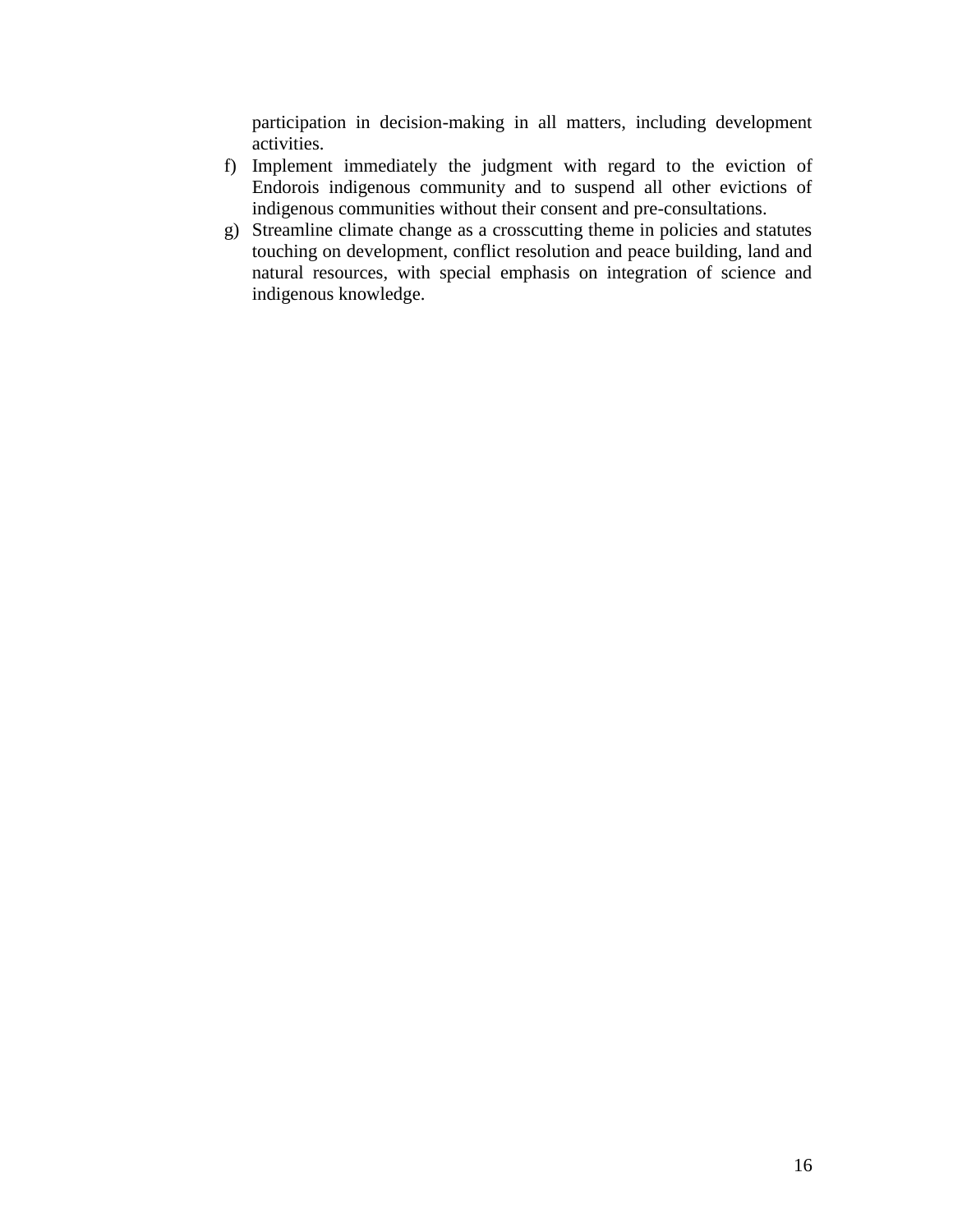participation in decision-making in all matters, including development activities.

f) Implement immediately the judgment with regard to the eviction of Endorois indigenous community and to suspend all other evictions of indigenous communities without their consent and pre-consultations.
g) Streamline climate change as a crosscutting theme in policies and statutes touching on development, conflict resolution and peace building, land and natural resources, with special emphasis on integration of science and indigenous knowledge.